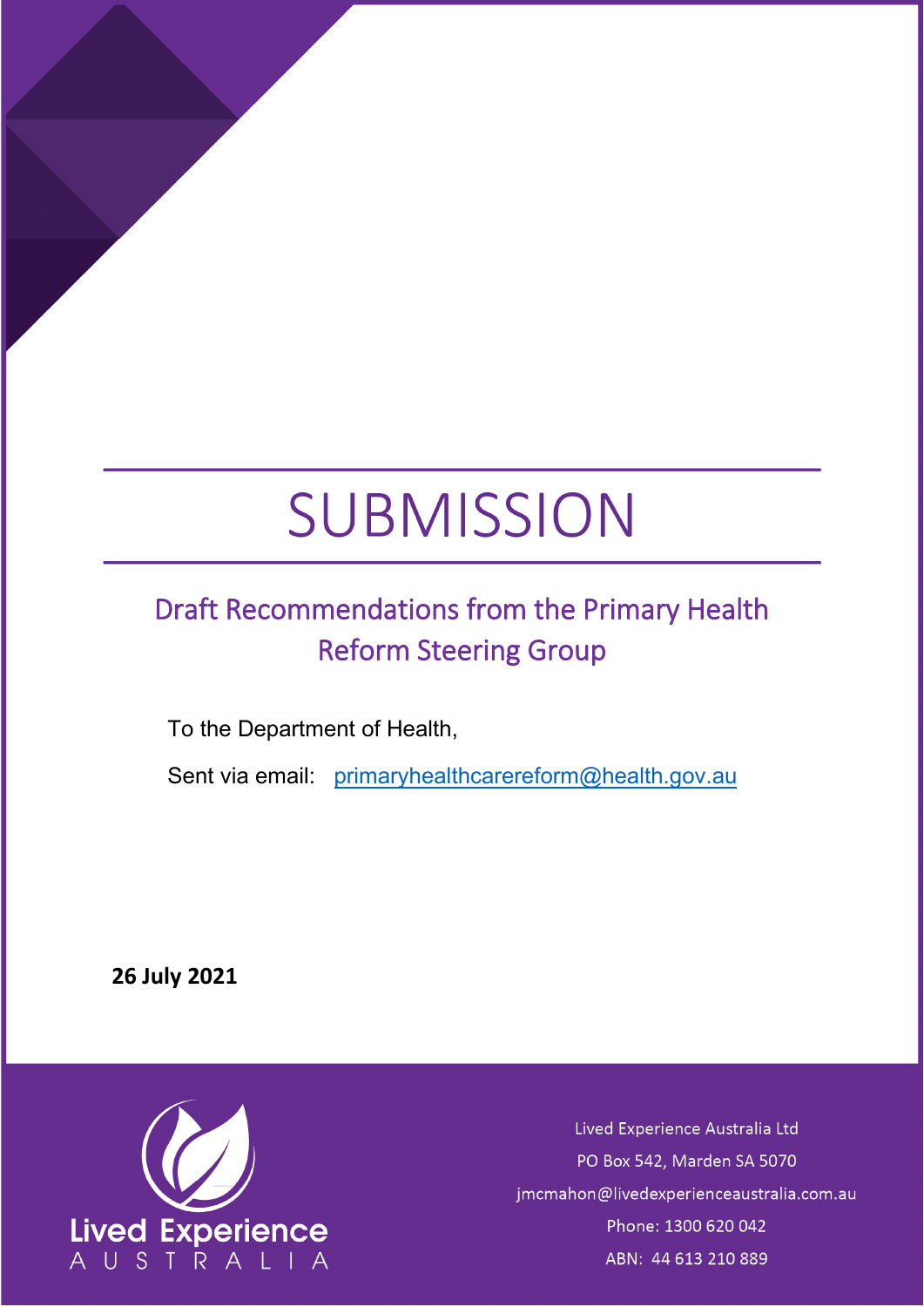# SUBMISSION

## Draft Recommendations from the Primary Health Reform Steering Group

To the Department of Health,

Sent via email: primaryhealthcarereform@health.gov.au

**26 July 2021**

Lived Experience Australia

Lived Experience Australia Ltd
PO Box 542, Marden SA 5070
jmcmahon@livedexperienceaustralia.com.au
Phone: 1300 620 042
ABN: 44 613 210 889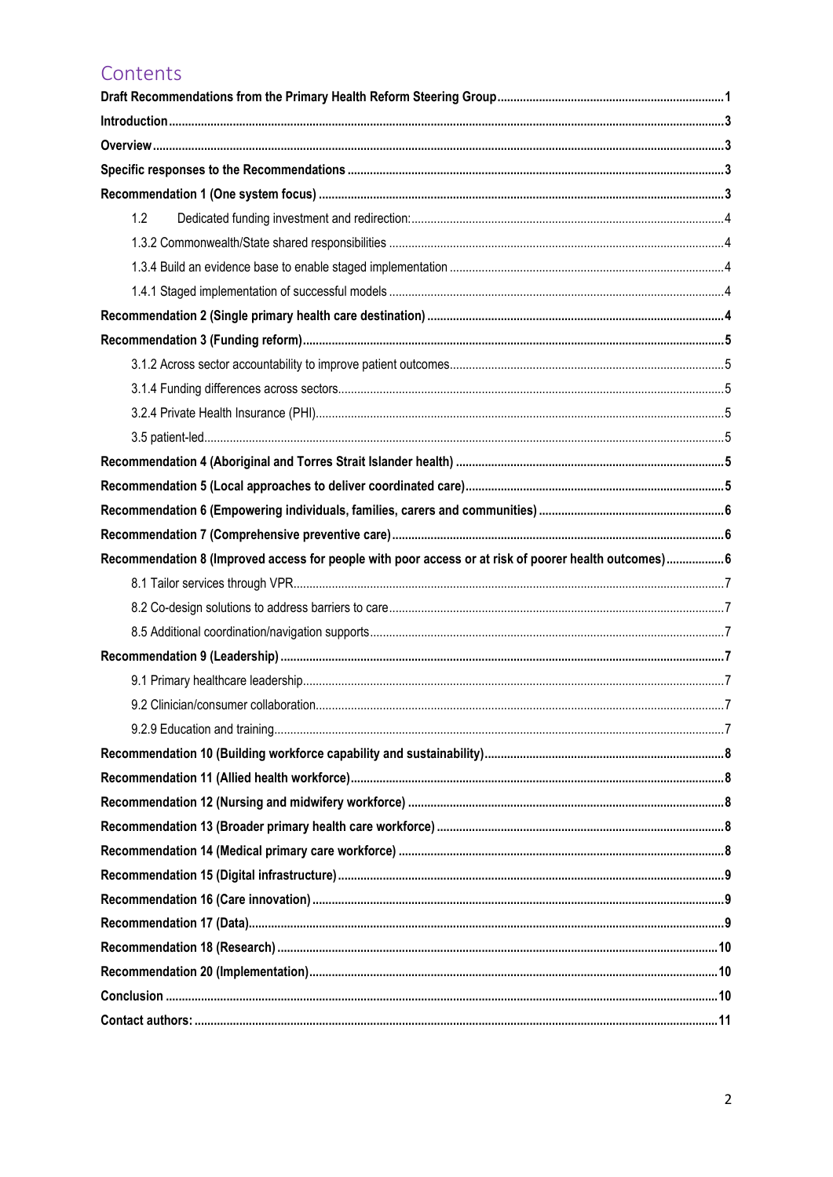# Contents

**Draft Recommendations from the Primary Health Reform Steering Group** 1

**Introduction** 3

**Overview** 3

**Specific responses to the Recommendations** 3

**Recommendation 1 (One system focus)** 3

- 1.2 Dedicated funding investment and redirection: 4
- 1.3.2 Commonwealth/State shared responsibilities 4
- 1.3.4 Build an evidence base to enable staged implementation 4
- 1.4.1 Staged implementation of successful models 4

**Recommendation 2 (Single primary health care destination)** 4

**Recommendation 3 (Funding reform)** 5

- 3.1.2 Across sector accountability to improve patient outcomes 5
- 3.1.4 Funding differences across sectors 5
- 3.2.4 Private Health Insurance (PHI) 5
- 3.5 patient-led 5

**Recommendation 4 (Aboriginal and Torres Strait Islander health)** 5

**Recommendation 5 (Local approaches to deliver coordinated care)** 5

**Recommendation 6 (Empowering individuals, families, carers and communities)** 6

**Recommendation 7 (Comprehensive preventive care)** 6

**Recommendation 8 (Improved access for people with poor access or at risk of poorer health outcomes)** 6

- 8.1 Tailor services through VPR 7
- 8.2 Co-design solutions to address barriers to care 7
- 8.5 Additional coordination/navigation supports 7

**Recommendation 9 (Leadership)** 7

- 9.1 Primary healthcare leadership 7
- 9.2 Clinician/consumer collaboration 7
- 9.2.9 Education and training 7

**Recommendation 10 (Building workforce capability and sustainability)** 8

**Recommendation 11 (Allied health workforce)** 8

**Recommendation 12 (Nursing and midwifery workforce)** 8

**Recommendation 13 (Broader primary health care workforce)** 8

**Recommendation 14 (Medical primary care workforce)** 8

**Recommendation 15 (Digital infrastructure)** 9

**Recommendation 16 (Care innovation)** 9

**Recommendation 17 (Data)** 9

**Recommendation 18 (Research)** 10

**Recommendation 20 (Implementation)** 10

**Conclusion** 10

**Contact authors:** 11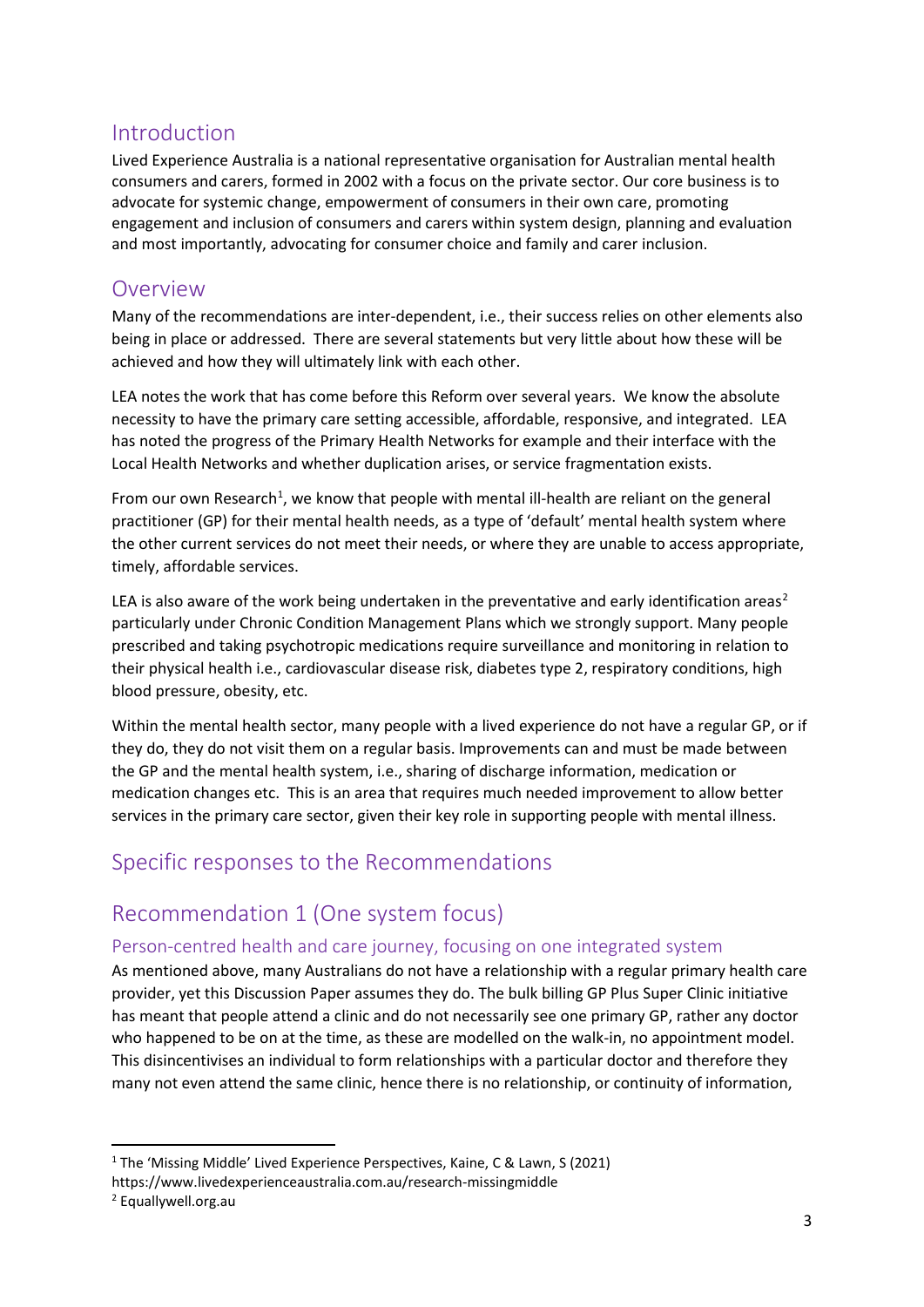## Introduction

Lived Experience Australia is a national representative organisation for Australian mental health consumers and carers, formed in 2002 with a focus on the private sector. Our core business is to advocate for systemic change, empowerment of consumers in their own care, promoting engagement and inclusion of consumers and carers within system design, planning and evaluation and most importantly, advocating for consumer choice and family and carer inclusion.

## Overview

Many of the recommendations are inter-dependent, i.e., their success relies on other elements also being in place or addressed. There are several statements but very little about how these will be achieved and how they will ultimately link with each other.

LEA notes the work that has come before this Reform over several years. We know the absolute necessity to have the primary care setting accessible, affordable, responsive, and integrated. LEA has noted the progress of the Primary Health Networks for example and their interface with the Local Health Networks and whether duplication arises, or service fragmentation exists.

From our own Research[1], we know that people with mental ill-health are reliant on the general practitioner (GP) for their mental health needs, as a type of 'default' mental health system where the other current services do not meet their needs, or where they are unable to access appropriate, timely, affordable services.

LEA is also aware of the work being undertaken in the preventative and early identification areas[2] particularly under Chronic Condition Management Plans which we strongly support. Many people prescribed and taking psychotropic medications require surveillance and monitoring in relation to their physical health i.e., cardiovascular disease risk, diabetes type 2, respiratory conditions, high blood pressure, obesity, etc.

Within the mental health sector, many people with a lived experience do not have a regular GP, or if they do, they do not visit them on a regular basis. Improvements can and must be made between the GP and the mental health system, i.e., sharing of discharge information, medication or medication changes etc. This is an area that requires much needed improvement to allow better services in the primary care sector, given their key role in supporting people with mental illness.

## Specific responses to the Recommendations

## Recommendation 1 (One system focus)

### Person-centred health and care journey, focusing on one integrated system

As mentioned above, many Australians do not have a relationship with a regular primary health care provider, yet this Discussion Paper assumes they do. The bulk billing GP Plus Super Clinic initiative has meant that people attend a clinic and do not necessarily see one primary GP, rather any doctor who happened to be on at the time, as these are modelled on the walk-in, no appointment model. This disincentivises an individual to form relationships with a particular doctor and therefore they many not even attend the same clinic, hence there is no relationship, or continuity of information,

---

[1] The 'Missing Middle' Lived Experience Perspectives, Kaine, C & Lawn, S (2021) https://www.livedexperienceaustralia.com.au/research-missingmiddle

[2] Equallywell.org.au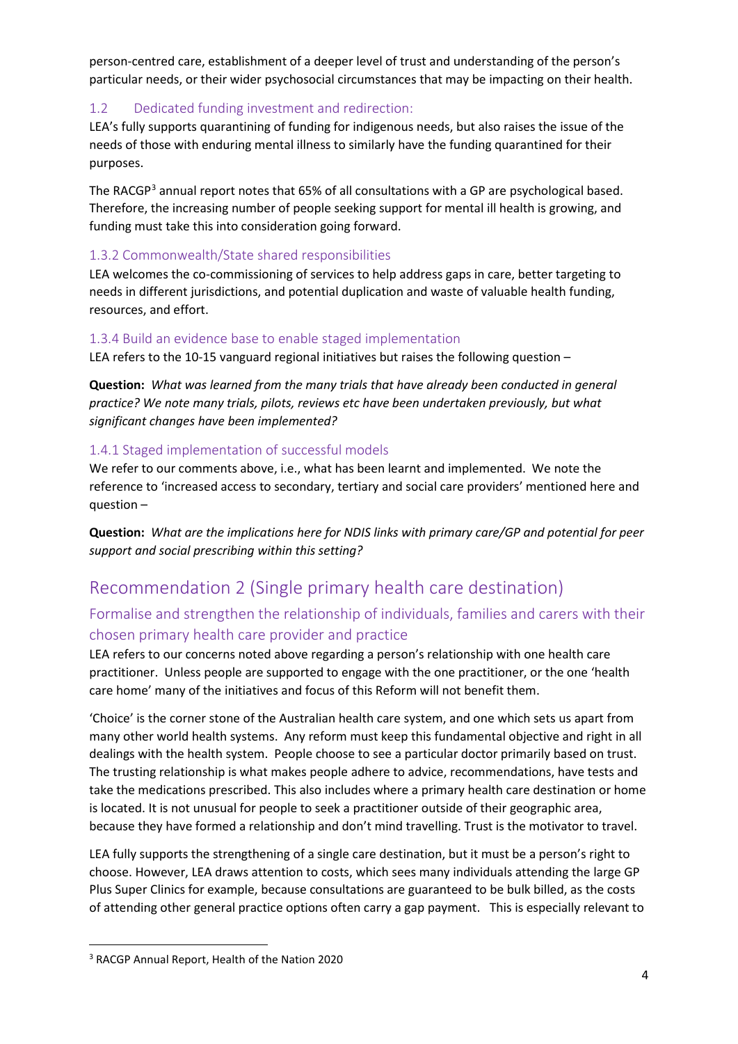person-centred care, establishment of a deeper level of trust and understanding of the person's particular needs, or their wider psychosocial circumstances that may be impacting on their health.

### 1.2 Dedicated funding investment and redirection:

LEA's fully supports quarantining of funding for indigenous needs, but also raises the issue of the needs of those with enduring mental illness to similarly have the funding quarantined for their purposes.

The RACGP[3] annual report notes that 65% of all consultations with a GP are psychological based. Therefore, the increasing number of people seeking support for mental ill health is growing, and funding must take this into consideration going forward.

### 1.3.2 Commonwealth/State shared responsibilities

LEA welcomes the co-commissioning of services to help address gaps in care, better targeting to needs in different jurisdictions, and potential duplication and waste of valuable health funding, resources, and effort.

### 1.3.4 Build an evidence base to enable staged implementation

LEA refers to the 10-15 vanguard regional initiatives but raises the following question –

**Question:** *What was learned from the many trials that have already been conducted in general practice? We note many trials, pilots, reviews etc have been undertaken previously, but what significant changes have been implemented?*

### 1.4.1 Staged implementation of successful models

We refer to our comments above, i.e., what has been learnt and implemented. We note the reference to 'increased access to secondary, tertiary and social care providers' mentioned here and question –

**Question:** *What are the implications here for NDIS links with primary care/GP and potential for peer support and social prescribing within this setting?*

# Recommendation 2 (Single primary health care destination)

## Formalise and strengthen the relationship of individuals, families and carers with their chosen primary health care provider and practice

LEA refers to our concerns noted above regarding a person's relationship with one health care practitioner. Unless people are supported to engage with the one practitioner, or the one 'health care home' many of the initiatives and focus of this Reform will not benefit them.

'Choice' is the corner stone of the Australian health care system, and one which sets us apart from many other world health systems. Any reform must keep this fundamental objective and right in all dealings with the health system. People choose to see a particular doctor primarily based on trust. The trusting relationship is what makes people adhere to advice, recommendations, have tests and take the medications prescribed. This also includes where a primary health care destination or home is located. It is not unusual for people to seek a practitioner outside of their geographic area, because they have formed a relationship and don't mind travelling. Trust is the motivator to travel.

LEA fully supports the strengthening of a single care destination, but it must be a person's right to choose. However, LEA draws attention to costs, which sees many individuals attending the large GP Plus Super Clinics for example, because consultations are guaranteed to be bulk billed, as the costs of attending other general practice options often carry a gap payment. This is especially relevant to

[3] RACGP Annual Report, Health of the Nation 2020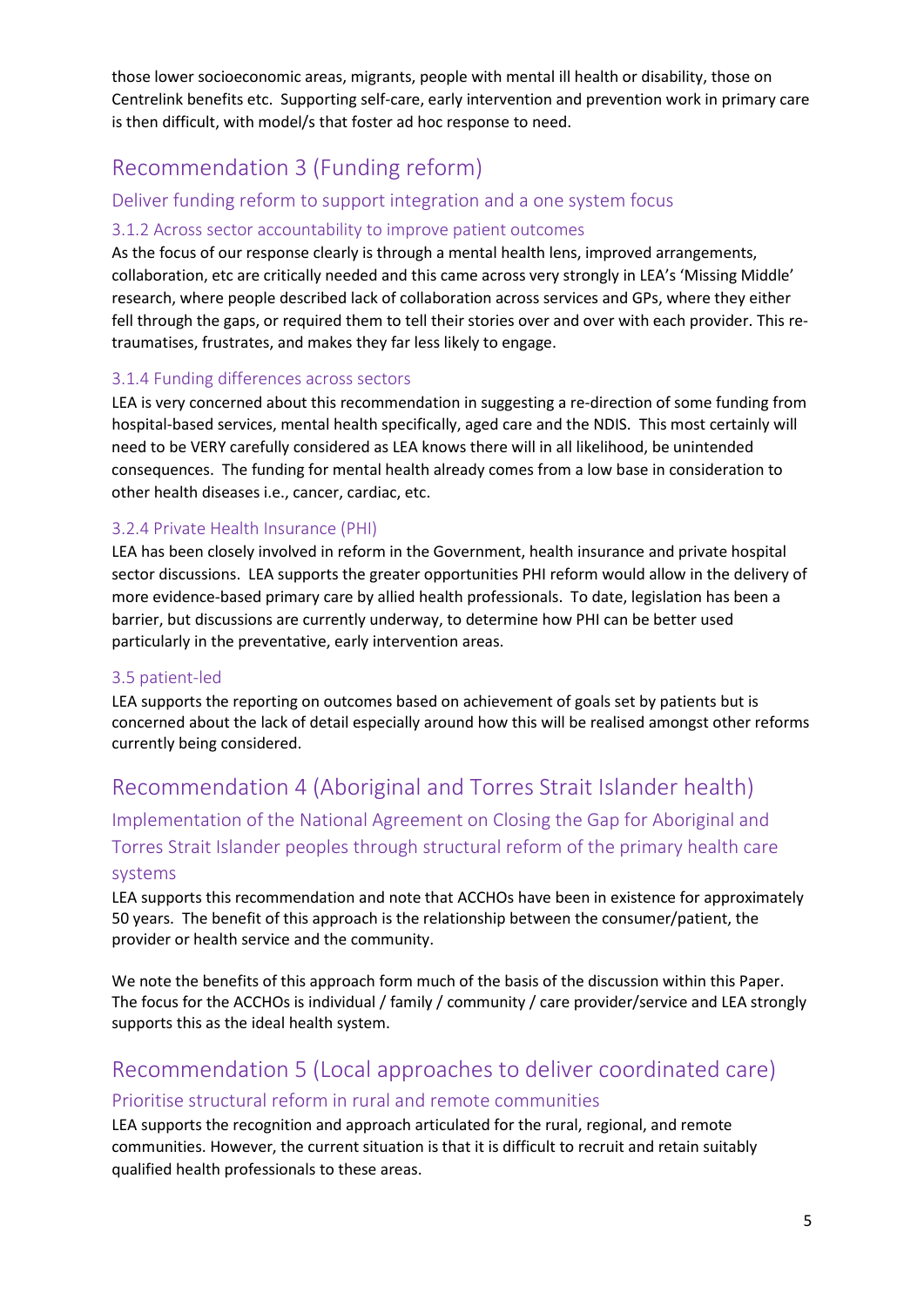those lower socioeconomic areas, migrants, people with mental ill health or disability, those on Centrelink benefits etc. Supporting self-care, early intervention and prevention work in primary care is then difficult, with model/s that foster ad hoc response to need.

## Recommendation 3 (Funding reform)

### Deliver funding reform to support integration and a one system focus

#### 3.1.2 Across sector accountability to improve patient outcomes

As the focus of our response clearly is through a mental health lens, improved arrangements, collaboration, etc are critically needed and this came across very strongly in LEA's 'Missing Middle' research, where people described lack of collaboration across services and GPs, where they either fell through the gaps, or required them to tell their stories over and over with each provider. This re-traumatises, frustrates, and makes they far less likely to engage.

#### 3.1.4 Funding differences across sectors

LEA is very concerned about this recommendation in suggesting a re-direction of some funding from hospital-based services, mental health specifically, aged care and the NDIS. This most certainly will need to be VERY carefully considered as LEA knows there will in all likelihood, be unintended consequences. The funding for mental health already comes from a low base in consideration to other health diseases i.e., cancer, cardiac, etc.

#### 3.2.4 Private Health Insurance (PHI)

LEA has been closely involved in reform in the Government, health insurance and private hospital sector discussions. LEA supports the greater opportunities PHI reform would allow in the delivery of more evidence-based primary care by allied health professionals. To date, legislation has been a barrier, but discussions are currently underway, to determine how PHI can be better used particularly in the preventative, early intervention areas.

#### 3.5 patient-led

LEA supports the reporting on outcomes based on achievement of goals set by patients but is concerned about the lack of detail especially around how this will be realised amongst other reforms currently being considered.

## Recommendation 4 (Aboriginal and Torres Strait Islander health)

### Implementation of the National Agreement on Closing the Gap for Aboriginal and Torres Strait Islander peoples through structural reform of the primary health care systems

LEA supports this recommendation and note that ACCHOs have been in existence for approximately 50 years. The benefit of this approach is the relationship between the consumer/patient, the provider or health service and the community.

We note the benefits of this approach form much of the basis of the discussion within this Paper. The focus for the ACCHOs is individual / family / community / care provider/service and LEA strongly supports this as the ideal health system.

## Recommendation 5 (Local approaches to deliver coordinated care)

### Prioritise structural reform in rural and remote communities

LEA supports the recognition and approach articulated for the rural, regional, and remote communities. However, the current situation is that it is difficult to recruit and retain suitably qualified health professionals to these areas.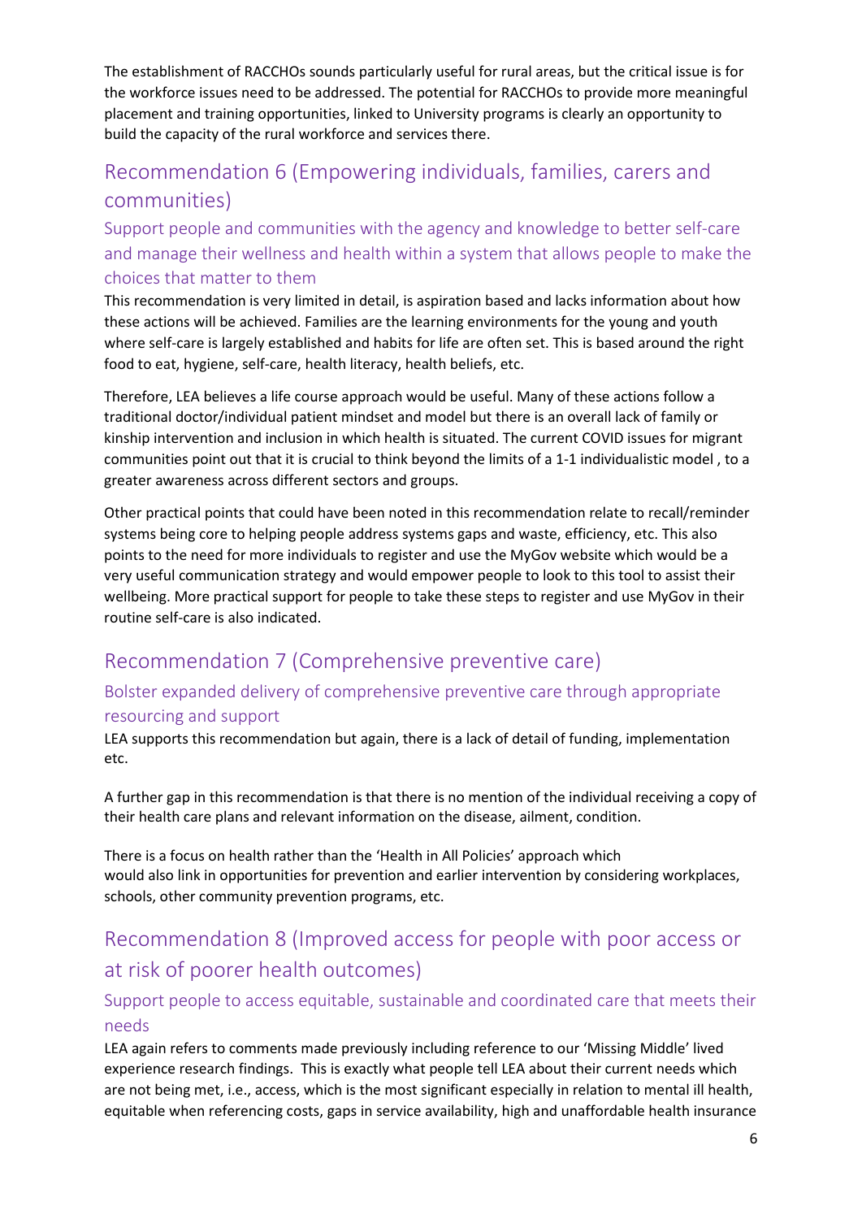The establishment of RACCHOs sounds particularly useful for rural areas, but the critical issue is for the workforce issues need to be addressed. The potential for RACCHOs to provide more meaningful placement and training opportunities, linked to University programs is clearly an opportunity to build the capacity of the rural workforce and services there.

## Recommendation 6 (Empowering individuals, families, carers and communities)

### Support people and communities with the agency and knowledge to better self-care and manage their wellness and health within a system that allows people to make the choices that matter to them

This recommendation is very limited in detail, is aspiration based and lacks information about how these actions will be achieved. Families are the learning environments for the young and youth where self-care is largely established and habits for life are often set. This is based around the right food to eat, hygiene, self-care, health literacy, health beliefs, etc.

Therefore, LEA believes a life course approach would be useful. Many of these actions follow a traditional doctor/individual patient mindset and model but there is an overall lack of family or kinship intervention and inclusion in which health is situated. The current COVID issues for migrant communities point out that it is crucial to think beyond the limits of a 1-1 individualistic model , to a greater awareness across different sectors and groups.

Other practical points that could have been noted in this recommendation relate to recall/reminder systems being core to helping people address systems gaps and waste, efficiency, etc. This also points to the need for more individuals to register and use the MyGov website which would be a very useful communication strategy and would empower people to look to this tool to assist their wellbeing. More practical support for people to take these steps to register and use MyGov in their routine self-care is also indicated.

## Recommendation 7 (Comprehensive preventive care)

### Bolster expanded delivery of comprehensive preventive care through appropriate resourcing and support

LEA supports this recommendation but again, there is a lack of detail of funding, implementation etc.

A further gap in this recommendation is that there is no mention of the individual receiving a copy of their health care plans and relevant information on the disease, ailment, condition.

There is a focus on health rather than the 'Health in All Policies' approach which would also link in opportunities for prevention and earlier intervention by considering workplaces, schools, other community prevention programs, etc.

## Recommendation 8 (Improved access for people with poor access or at risk of poorer health outcomes)

### Support people to access equitable, sustainable and coordinated care that meets their needs

LEA again refers to comments made previously including reference to our 'Missing Middle' lived experience research findings. This is exactly what people tell LEA about their current needs which are not being met, i.e., access, which is the most significant especially in relation to mental ill health, equitable when referencing costs, gaps in service availability, high and unaffordable health insurance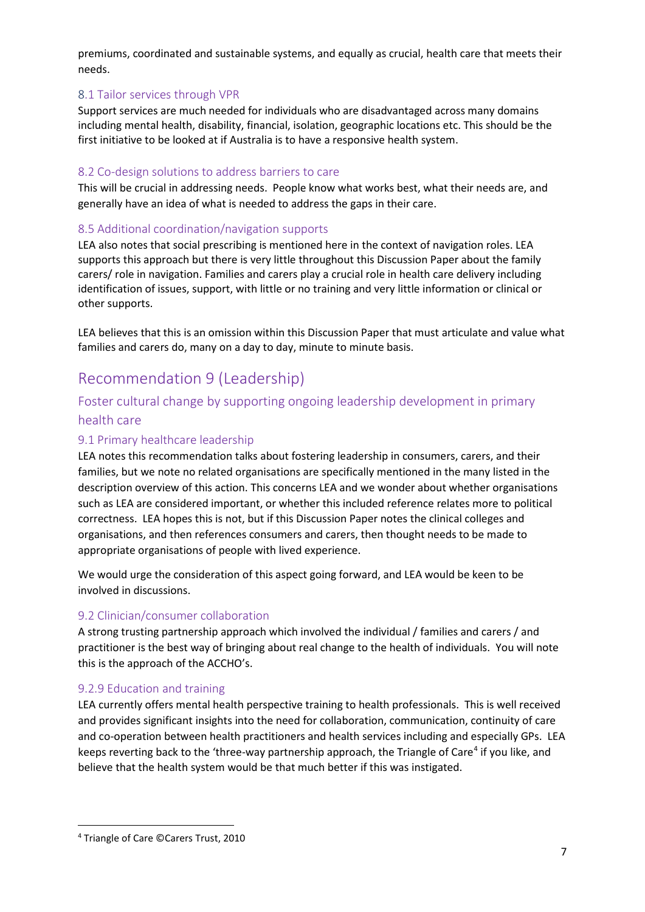premiums, coordinated and sustainable systems, and equally as crucial, health care that meets their needs.

### 8.1 Tailor services through VPR

Support services are much needed for individuals who are disadvantaged across many domains including mental health, disability, financial, isolation, geographic locations etc. This should be the first initiative to be looked at if Australia is to have a responsive health system.

### 8.2 Co-design solutions to address barriers to care

This will be crucial in addressing needs. People know what works best, what their needs are, and generally have an idea of what is needed to address the gaps in their care.

### 8.5 Additional coordination/navigation supports

LEA also notes that social prescribing is mentioned here in the context of navigation roles. LEA supports this approach but there is very little throughout this Discussion Paper about the family carers/ role in navigation. Families and carers play a crucial role in health care delivery including identification of issues, support, with little or no training and very little information or clinical or other supports.

LEA believes that this is an omission within this Discussion Paper that must articulate and value what families and carers do, many on a day to day, minute to minute basis.

# Recommendation 9 (Leadership)

## Foster cultural change by supporting ongoing leadership development in primary health care

### 9.1 Primary healthcare leadership

LEA notes this recommendation talks about fostering leadership in consumers, carers, and their families, but we note no related organisations are specifically mentioned in the many listed in the description overview of this action. This concerns LEA and we wonder about whether organisations such as LEA are considered important, or whether this included reference relates more to political correctness. LEA hopes this is not, but if this Discussion Paper notes the clinical colleges and organisations, and then references consumers and carers, then thought needs to be made to appropriate organisations of people with lived experience.

We would urge the consideration of this aspect going forward, and LEA would be keen to be involved in discussions.

### 9.2 Clinician/consumer collaboration

A strong trusting partnership approach which involved the individual / families and carers / and practitioner is the best way of bringing about real change to the health of individuals. You will note this is the approach of the ACCHO's.

### 9.2.9 Education and training

LEA currently offers mental health perspective training to health professionals. This is well received and provides significant insights into the need for collaboration, communication, continuity of care and co-operation between health practitioners and health services including and especially GPs. LEA keeps reverting back to the 'three-way partnership approach, the Triangle of Care[4] if you like, and believe that the health system would be that much better if this was instigated.

[4] Triangle of Care ©Carers Trust, 2010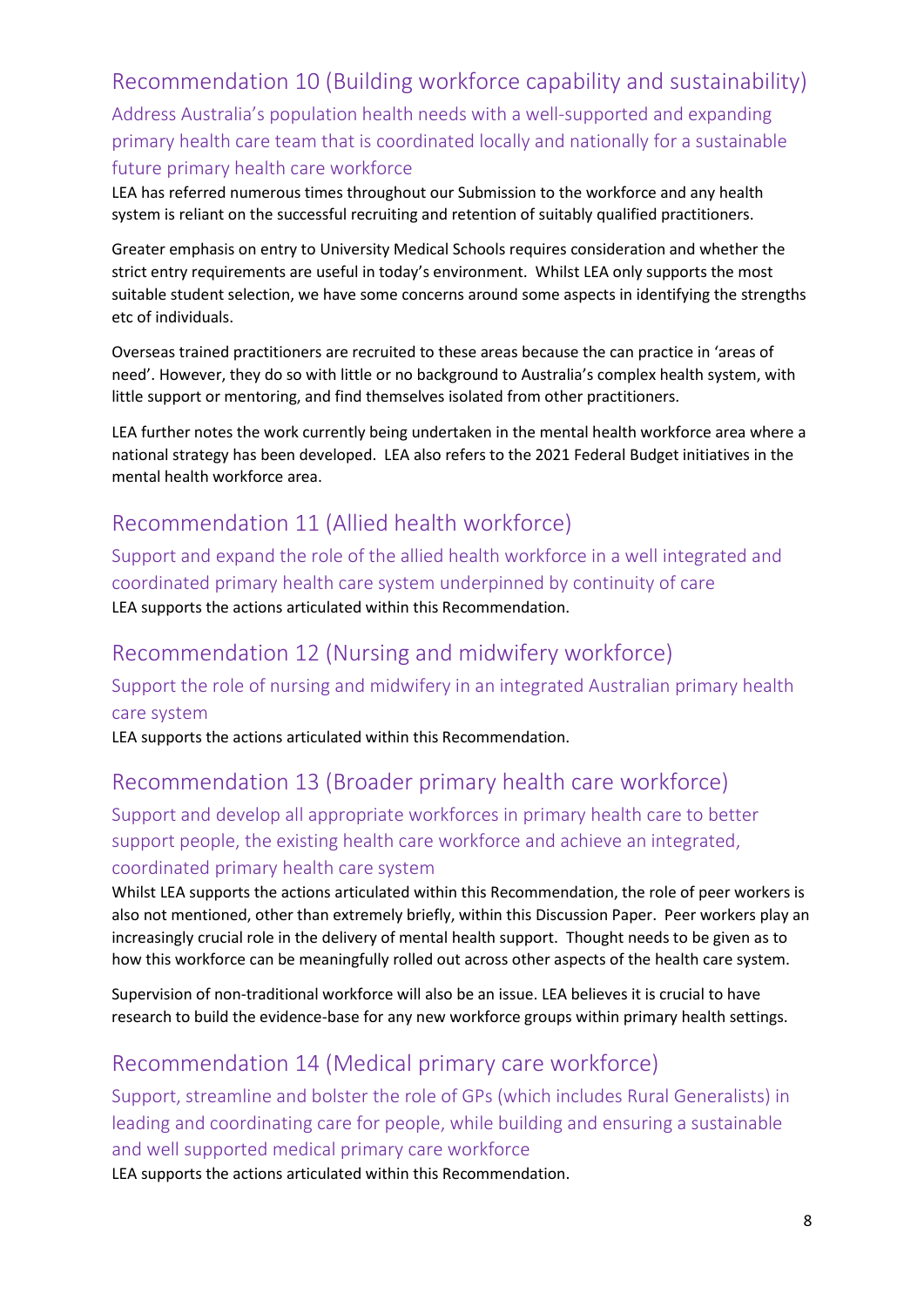## Recommendation 10 (Building workforce capability and sustainability)

### Address Australia's population health needs with a well-supported and expanding primary health care team that is coordinated locally and nationally for a sustainable future primary health care workforce

LEA has referred numerous times throughout our Submission to the workforce and any health system is reliant on the successful recruiting and retention of suitably qualified practitioners.

Greater emphasis on entry to University Medical Schools requires consideration and whether the strict entry requirements are useful in today's environment. Whilst LEA only supports the most suitable student selection, we have some concerns around some aspects in identifying the strengths etc of individuals.

Overseas trained practitioners are recruited to these areas because the can practice in 'areas of need'. However, they do so with little or no background to Australia's complex health system, with little support or mentoring, and find themselves isolated from other practitioners.

LEA further notes the work currently being undertaken in the mental health workforce area where a national strategy has been developed. LEA also refers to the 2021 Federal Budget initiatives in the mental health workforce area.

## Recommendation 11 (Allied health workforce)

### Support and expand the role of the allied health workforce in a well integrated and coordinated primary health care system underpinned by continuity of care

LEA supports the actions articulated within this Recommendation.

## Recommendation 12 (Nursing and midwifery workforce)

### Support the role of nursing and midwifery in an integrated Australian primary health care system

LEA supports the actions articulated within this Recommendation.

## Recommendation 13 (Broader primary health care workforce)

### Support and develop all appropriate workforces in primary health care to better support people, the existing health care workforce and achieve an integrated, coordinated primary health care system

Whilst LEA supports the actions articulated within this Recommendation, the role of peer workers is also not mentioned, other than extremely briefly, within this Discussion Paper. Peer workers play an increasingly crucial role in the delivery of mental health support. Thought needs to be given as to how this workforce can be meaningfully rolled out across other aspects of the health care system.

Supervision of non-traditional workforce will also be an issue. LEA believes it is crucial to have research to build the evidence-base for any new workforce groups within primary health settings.

## Recommendation 14 (Medical primary care workforce)

### Support, streamline and bolster the role of GPs (which includes Rural Generalists) in leading and coordinating care for people, while building and ensuring a sustainable and well supported medical primary care workforce

LEA supports the actions articulated within this Recommendation.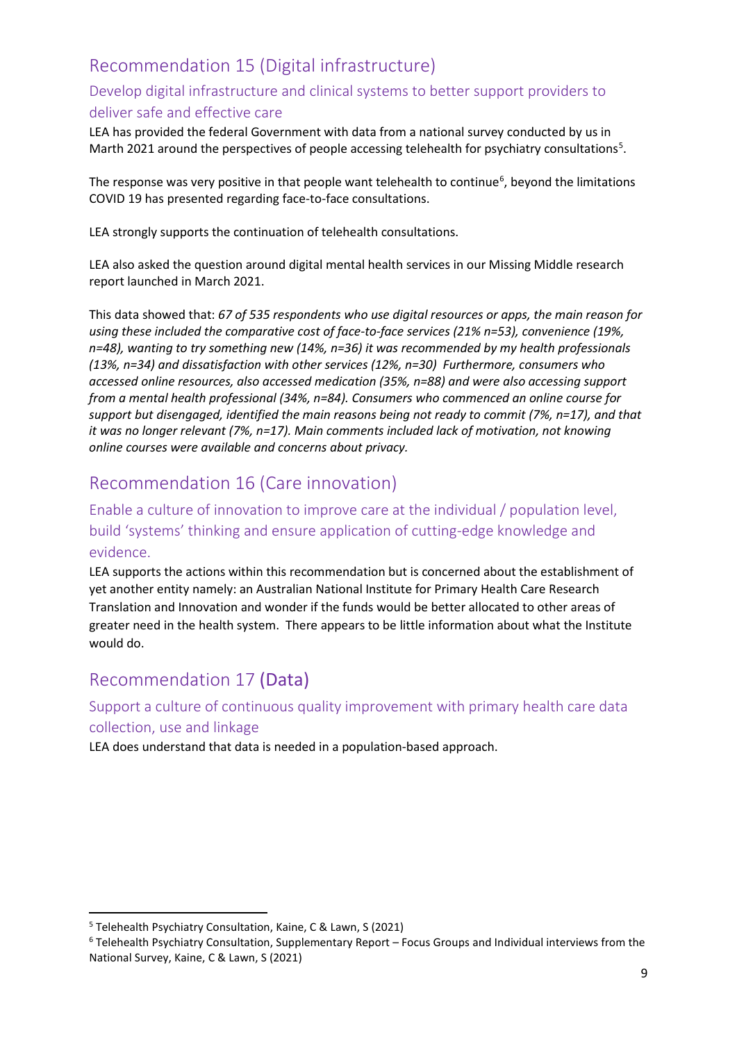## Recommendation 15 (Digital infrastructure)

### Develop digital infrastructure and clinical systems to better support providers to deliver safe and effective care

LEA has provided the federal Government with data from a national survey conducted by us in Marth 2021 around the perspectives of people accessing telehealth for psychiatry consultations[5].

The response was very positive in that people want telehealth to continue[6], beyond the limitations COVID 19 has presented regarding face-to-face consultations.

LEA strongly supports the continuation of telehealth consultations.

LEA also asked the question around digital mental health services in our Missing Middle research report launched in March 2021.

This data showed that: *67 of 535 respondents who use digital resources or apps, the main reason for using these included the comparative cost of face-to-face services (21% n=53), convenience (19%, n=48), wanting to try something new (14%, n=36) it was recommended by my health professionals (13%, n=34) and dissatisfaction with other services (12%, n=30) Furthermore, consumers who accessed online resources, also accessed medication (35%, n=88) and were also accessing support from a mental health professional (34%, n=84). Consumers who commenced an online course for support but disengaged, identified the main reasons being not ready to commit (7%, n=17), and that it was no longer relevant (7%, n=17). Main comments included lack of motivation, not knowing online courses were available and concerns about privacy.*

## Recommendation 16 (Care innovation)

### Enable a culture of innovation to improve care at the individual / population level, build 'systems' thinking and ensure application of cutting-edge knowledge and evidence.

LEA supports the actions within this recommendation but is concerned about the establishment of yet another entity namely: an Australian National Institute for Primary Health Care Research Translation and Innovation and wonder if the funds would be better allocated to other areas of greater need in the health system. There appears to be little information about what the Institute would do.

## Recommendation 17 (Data)

### Support a culture of continuous quality improvement with primary health care data collection, use and linkage

LEA does understand that data is needed in a population-based approach.

---

[5] Telehealth Psychiatry Consultation, Kaine, C & Lawn, S (2021)

[6] Telehealth Psychiatry Consultation, Supplementary Report – Focus Groups and Individual interviews from the National Survey, Kaine, C & Lawn, S (2021)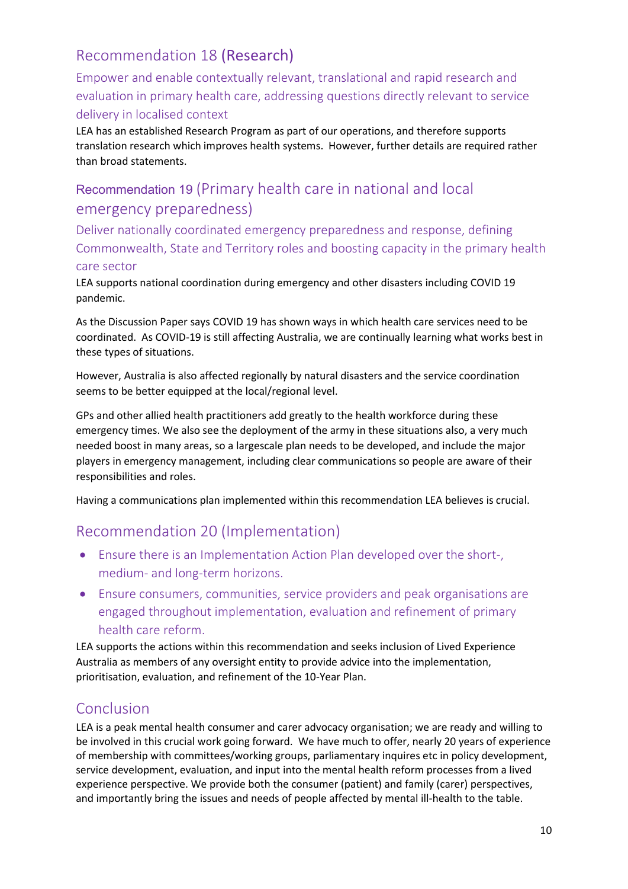## Recommendation 18 (Research)

### Empower and enable contextually relevant, translational and rapid research and evaluation in primary health care, addressing questions directly relevant to service delivery in localised context

LEA has an established Research Program as part of our operations, and therefore supports translation research which improves health systems. However, further details are required rather than broad statements.

## Recommendation 19 (Primary health care in national and local emergency preparedness)

### Deliver nationally coordinated emergency preparedness and response, defining Commonwealth, State and Territory roles and boosting capacity in the primary health care sector

LEA supports national coordination during emergency and other disasters including COVID 19 pandemic.

As the Discussion Paper says COVID 19 has shown ways in which health care services need to be coordinated. As COVID-19 is still affecting Australia, we are continually learning what works best in these types of situations.

However, Australia is also affected regionally by natural disasters and the service coordination seems to be better equipped at the local/regional level.

GPs and other allied health practitioners add greatly to the health workforce during these emergency times. We also see the deployment of the army in these situations also, a very much needed boost in many areas, so a largescale plan needs to be developed, and include the major players in emergency management, including clear communications so people are aware of their responsibilities and roles.

Having a communications plan implemented within this recommendation LEA believes is crucial.

## Recommendation 20 (Implementation)

- Ensure there is an Implementation Action Plan developed over the short-, medium- and long-term horizons.
- Ensure consumers, communities, service providers and peak organisations are engaged throughout implementation, evaluation and refinement of primary health care reform.

LEA supports the actions within this recommendation and seeks inclusion of Lived Experience Australia as members of any oversight entity to provide advice into the implementation, prioritisation, evaluation, and refinement of the 10-Year Plan.

## Conclusion

LEA is a peak mental health consumer and carer advocacy organisation; we are ready and willing to be involved in this crucial work going forward. We have much to offer, nearly 20 years of experience of membership with committees/working groups, parliamentary inquires etc in policy development, service development, evaluation, and input into the mental health reform processes from a lived experience perspective. We provide both the consumer (patient) and family (carer) perspectives, and importantly bring the issues and needs of people affected by mental ill-health to the table.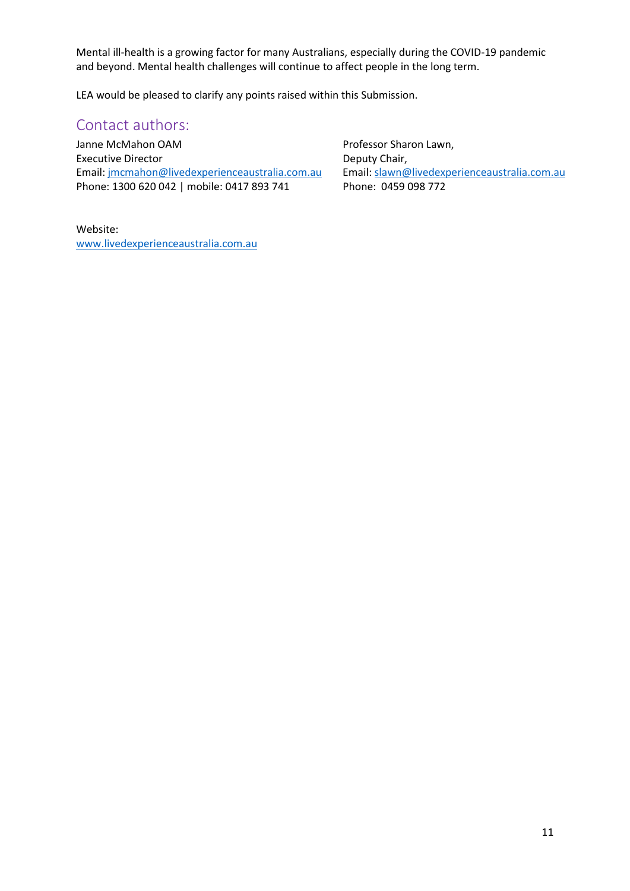Mental ill-health is a growing factor for many Australians, especially during the COVID-19 pandemic and beyond. Mental health challenges will continue to affect people in the long term.

LEA would be pleased to clarify any points raised within this Submission.

## Contact authors:

Janne McMahon OAM
Executive Director
Email: jmcmahon@livedexperienceaustralia.com.au
Phone: 1300 620 042 | mobile: 0417 893 741

Professor Sharon Lawn,
Deputy Chair,
Email: slawn@livedexperienceaustralia.com.au
Phone: 0459 098 772

Website:
www.livedexperienceaustralia.com.au